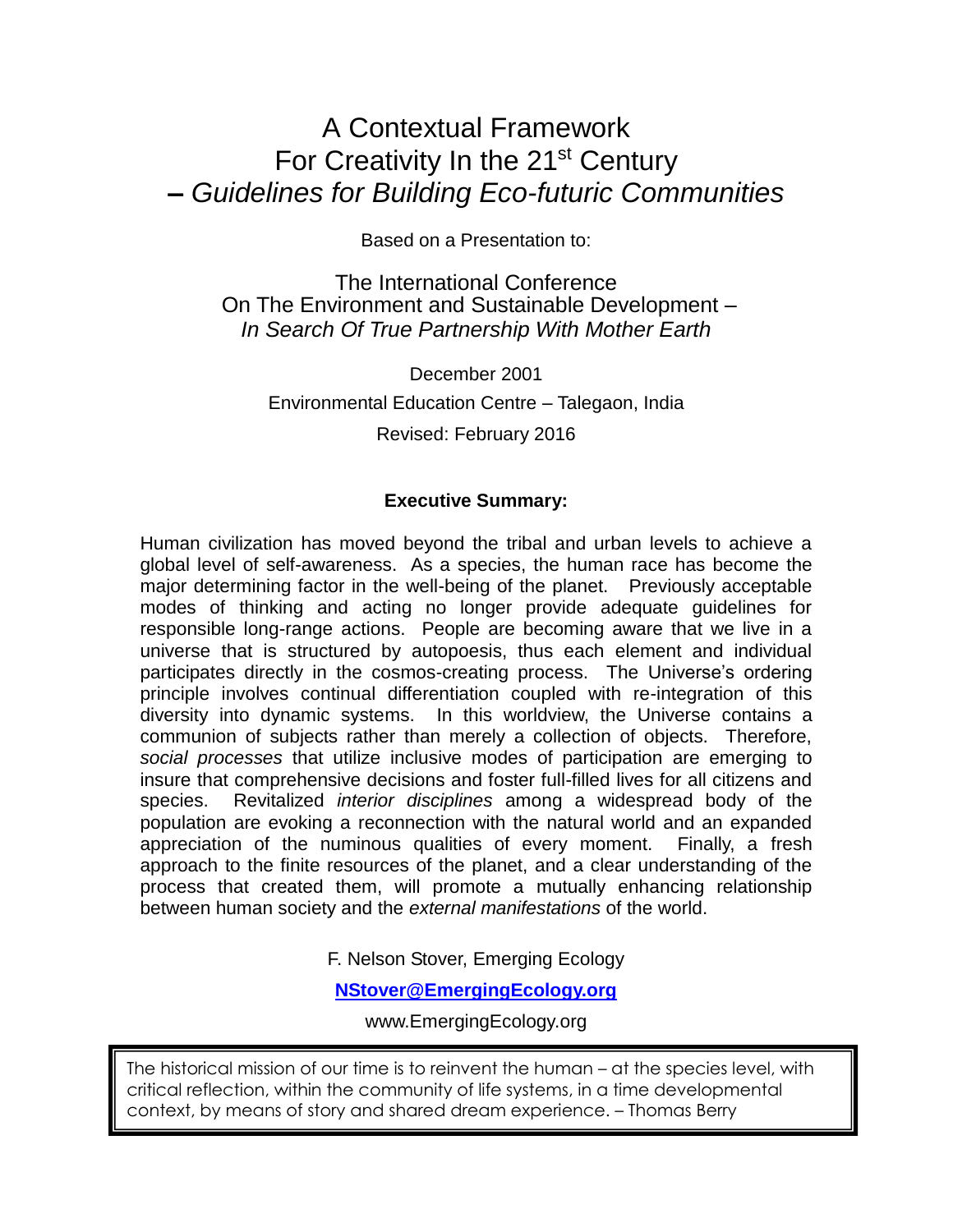# A Contextual Framework For Creativity In the 21st Century – *Guidelines for Building Eco-futuric Communities*

Based on a Presentation to:

The International Conference
On The Environment and Sustainable Development –
*In Search Of True Partnership With Mother Earth*

December 2001

Environmental Education Centre – Talegaon, India

Revised: February 2016

**Executive Summary:**

Human civilization has moved beyond the tribal and urban levels to achieve a global level of self-awareness. As a species, the human race has become the major determining factor in the well-being of the planet. Previously acceptable modes of thinking and acting no longer provide adequate guidelines for responsible long-range actions. People are becoming aware that we live in a universe that is structured by autopoesis, thus each element and individual participates directly in the cosmos-creating process. The Universe's ordering principle involves continual differentiation coupled with re-integration of this diversity into dynamic systems. In this worldview, the Universe contains a communion of subjects rather than merely a collection of objects. Therefore, *social processes* that utilize inclusive modes of participation are emerging to insure that comprehensive decisions and foster full-filled lives for all citizens and species. Revitalized *interior disciplines* among a widespread body of the population are evoking a reconnection with the natural world and an expanded appreciation of the numinous qualities of every moment. Finally, a fresh approach to the finite resources of the planet, and a clear understanding of the process that created them, will promote a mutually enhancing relationship between human society and the *external manifestations* of the world.

F. Nelson Stover, Emerging Ecology

**NStover@EmergingEcology.org**

www.EmergingEcology.org

> The historical mission of our time is to reinvent the human – at the species level, with critical reflection, within the community of life systems, in a time developmental context, by means of story and shared dream experience. – Thomas Berry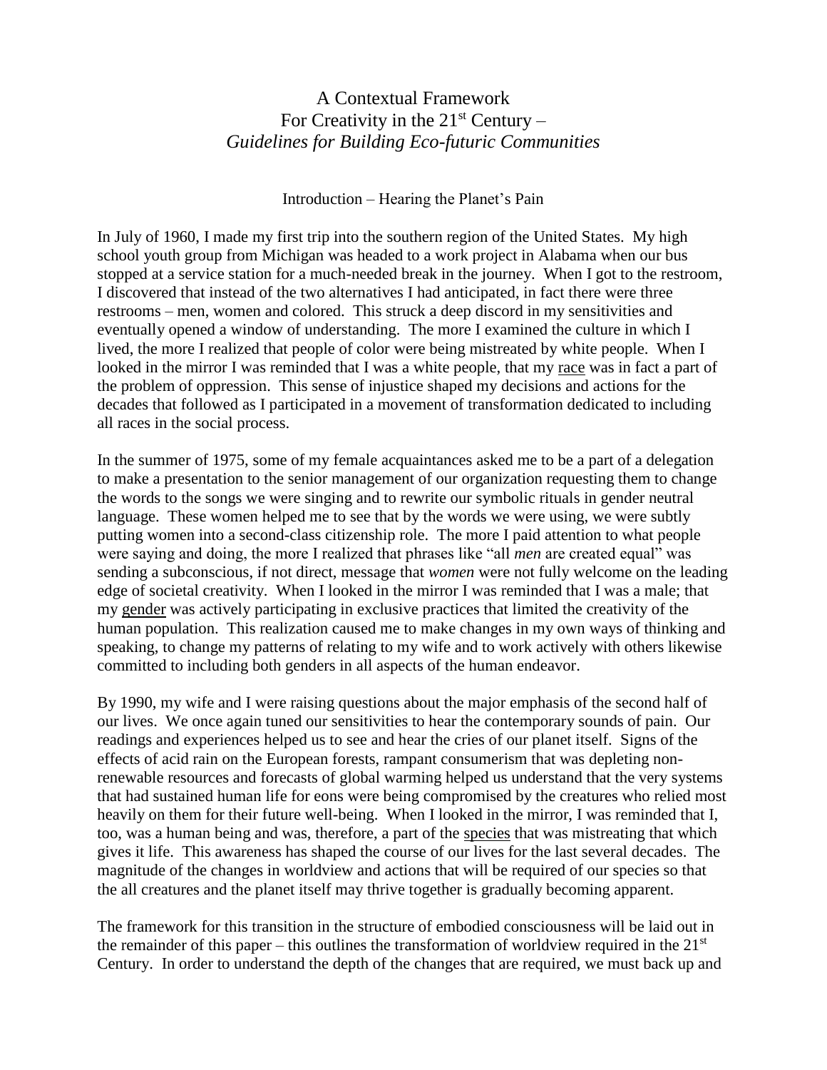# A Contextual Framework For Creativity in the 21st Century – *Guidelines for Building Eco-futuric Communities*

## Introduction – Hearing the Planet's Pain

In July of 1960, I made my first trip into the southern region of the United States. My high school youth group from Michigan was headed to a work project in Alabama when our bus stopped at a service station for a much-needed break in the journey. When I got to the restroom, I discovered that instead of the two alternatives I had anticipated, in fact there were three restrooms – men, women and colored. This struck a deep discord in my sensitivities and eventually opened a window of understanding. The more I examined the culture in which I lived, the more I realized that people of color were being mistreated by white people. When I looked in the mirror I was reminded that I was a white people, that my <u>race</u> was in fact a part of the problem of oppression. This sense of injustice shaped my decisions and actions for the decades that followed as I participated in a movement of transformation dedicated to including all races in the social process.

In the summer of 1975, some of my female acquaintances asked me to be a part of a delegation to make a presentation to the senior management of our organization requesting them to change the words to the songs we were singing and to rewrite our symbolic rituals in gender neutral language. These women helped me to see that by the words we were using, we were subtly putting women into a second-class citizenship role. The more I paid attention to what people were saying and doing, the more I realized that phrases like "all *men* are created equal" was sending a subconscious, if not direct, message that *women* were not fully welcome on the leading edge of societal creativity. When I looked in the mirror I was reminded that I was a male; that my <u>gender</u> was actively participating in exclusive practices that limited the creativity of the human population. This realization caused me to make changes in my own ways of thinking and speaking, to change my patterns of relating to my wife and to work actively with others likewise committed to including both genders in all aspects of the human endeavor.

By 1990, my wife and I were raising questions about the major emphasis of the second half of our lives. We once again tuned our sensitivities to hear the contemporary sounds of pain. Our readings and experiences helped us to see and hear the cries of our planet itself. Signs of the effects of acid rain on the European forests, rampant consumerism that was depleting non-renewable resources and forecasts of global warming helped us understand that the very systems that had sustained human life for eons were being compromised by the creatures who relied most heavily on them for their future well-being. When I looked in the mirror, I was reminded that I, too, was a human being and was, therefore, a part of the <u>species</u> that was mistreating that which gives it life. This awareness has shaped the course of our lives for the last several decades. The magnitude of the changes in worldview and actions that will be required of our species so that the all creatures and the planet itself may thrive together is gradually becoming apparent.

The framework for this transition in the structure of embodied consciousness will be laid out in the remainder of this paper – this outlines the transformation of worldview required in the 21st Century. In order to understand the depth of the changes that are required, we must back up and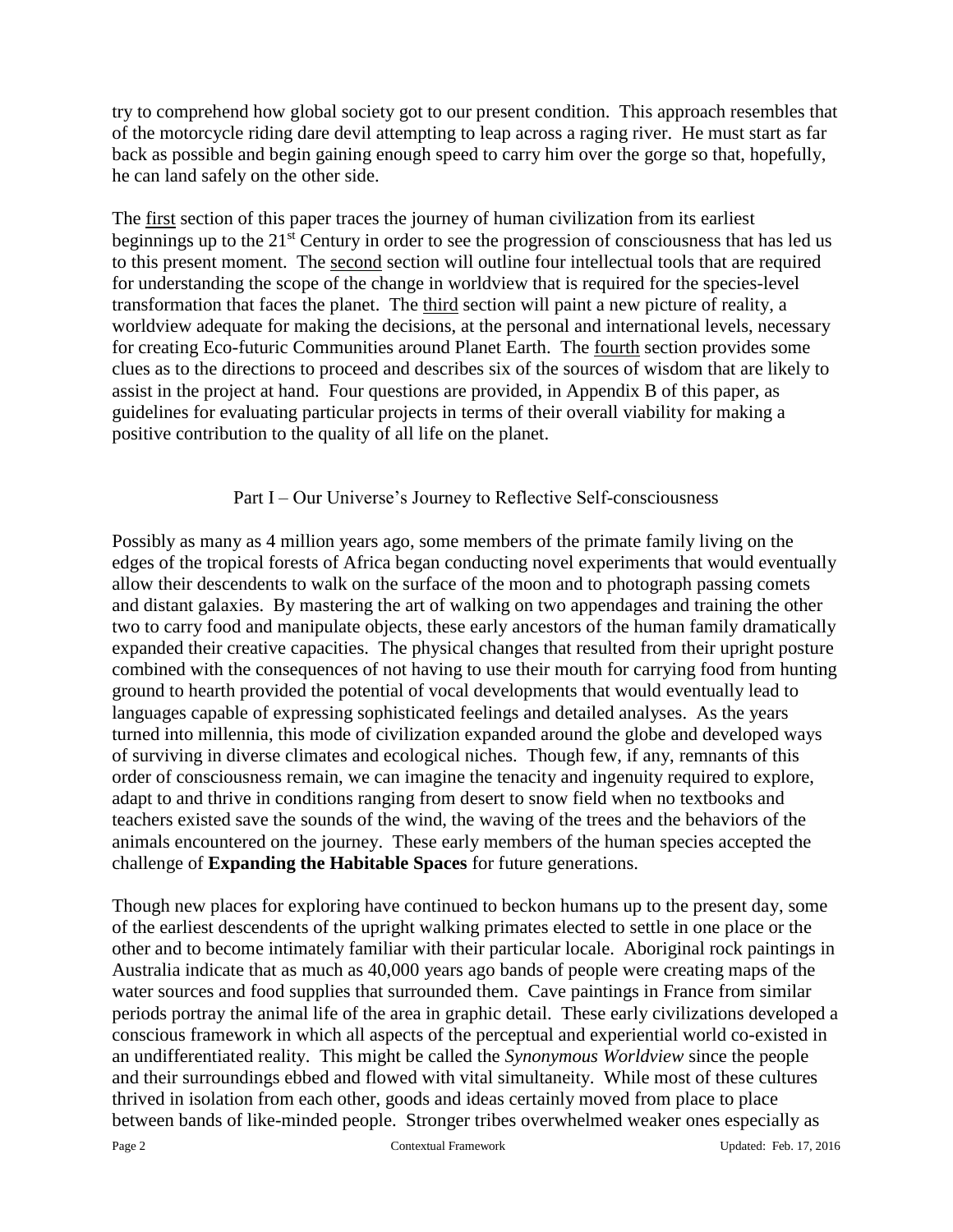try to comprehend how global society got to our present condition. This approach resembles that of the motorcycle riding dare devil attempting to leap across a raging river. He must start as far back as possible and begin gaining enough speed to carry him over the gorge so that, hopefully, he can land safely on the other side.

The first section of this paper traces the journey of human civilization from its earliest beginnings up to the 21st Century in order to see the progression of consciousness that has led us to this present moment. The second section will outline four intellectual tools that are required for understanding the scope of the change in worldview that is required for the species-level transformation that faces the planet. The third section will paint a new picture of reality, a worldview adequate for making the decisions, at the personal and international levels, necessary for creating Eco-futuric Communities around Planet Earth. The fourth section provides some clues as to the directions to proceed and describes six of the sources of wisdom that are likely to assist in the project at hand. Four questions are provided, in Appendix B of this paper, as guidelines for evaluating particular projects in terms of their overall viability for making a positive contribution to the quality of all life on the planet.

## Part I – Our Universe's Journey to Reflective Self-consciousness

Possibly as many as 4 million years ago, some members of the primate family living on the edges of the tropical forests of Africa began conducting novel experiments that would eventually allow their descendents to walk on the surface of the moon and to photograph passing comets and distant galaxies. By mastering the art of walking on two appendages and training the other two to carry food and manipulate objects, these early ancestors of the human family dramatically expanded their creative capacities. The physical changes that resulted from their upright posture combined with the consequences of not having to use their mouth for carrying food from hunting ground to hearth provided the potential of vocal developments that would eventually lead to languages capable of expressing sophisticated feelings and detailed analyses. As the years turned into millennia, this mode of civilization expanded around the globe and developed ways of surviving in diverse climates and ecological niches. Though few, if any, remnants of this order of consciousness remain, we can imagine the tenacity and ingenuity required to explore, adapt to and thrive in conditions ranging from desert to snow field when no textbooks and teachers existed save the sounds of the wind, the waving of the trees and the behaviors of the animals encountered on the journey. These early members of the human species accepted the challenge of **Expanding the Habitable Spaces** for future generations.

Though new places for exploring have continued to beckon humans up to the present day, some of the earliest descendents of the upright walking primates elected to settle in one place or the other and to become intimately familiar with their particular locale. Aboriginal rock paintings in Australia indicate that as much as 40,000 years ago bands of people were creating maps of the water sources and food supplies that surrounded them. Cave paintings in France from similar periods portray the animal life of the area in graphic detail. These early civilizations developed a conscious framework in which all aspects of the perceptual and experiential world co-existed in an undifferentiated reality. This might be called the *Synonymous Worldview* since the people and their surroundings ebbed and flowed with vital simultaneity. While most of these cultures thrived in isolation from each other, goods and ideas certainly moved from place to place between bands of like-minded people. Stronger tribes overwhelmed weaker ones especially as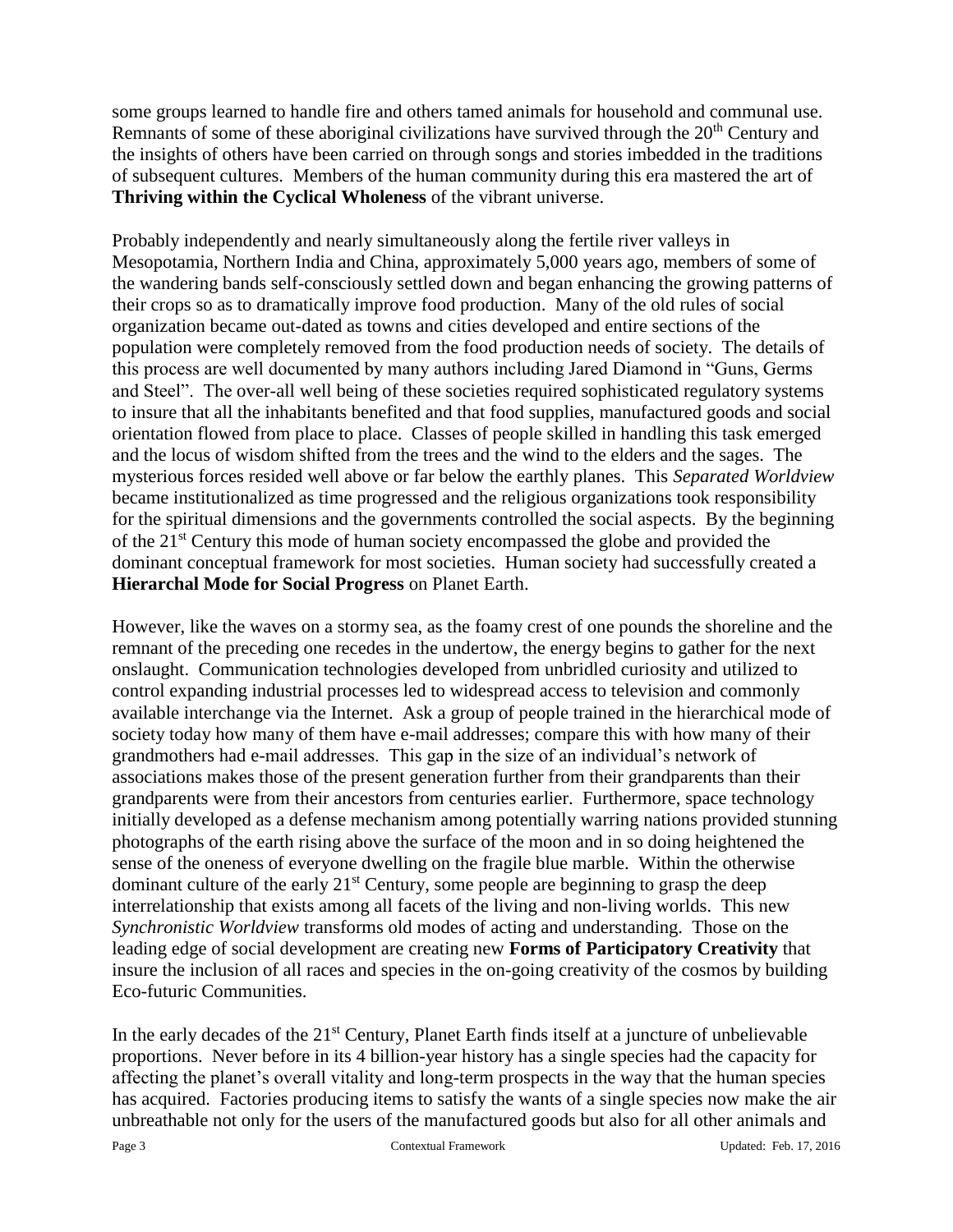some groups learned to handle fire and others tamed animals for household and communal use. Remnants of some of these aboriginal civilizations have survived through the 20th Century and the insights of others have been carried on through songs and stories imbedded in the traditions of subsequent cultures. Members of the human community during this era mastered the art of **Thriving within the Cyclical Wholeness** of the vibrant universe.

Probably independently and nearly simultaneously along the fertile river valleys in Mesopotamia, Northern India and China, approximately 5,000 years ago, members of some of the wandering bands self-consciously settled down and began enhancing the growing patterns of their crops so as to dramatically improve food production. Many of the old rules of social organization became out-dated as towns and cities developed and entire sections of the population were completely removed from the food production needs of society. The details of this process are well documented by many authors including Jared Diamond in "Guns, Germs and Steel". The over-all well being of these societies required sophisticated regulatory systems to insure that all the inhabitants benefited and that food supplies, manufactured goods and social orientation flowed from place to place. Classes of people skilled in handling this task emerged and the locus of wisdom shifted from the trees and the wind to the elders and the sages. The mysterious forces resided well above or far below the earthly planes. This *Separated Worldview* became institutionalized as time progressed and the religious organizations took responsibility for the spiritual dimensions and the governments controlled the social aspects. By the beginning of the 21st Century this mode of human society encompassed the globe and provided the dominant conceptual framework for most societies. Human society had successfully created a **Hierarchal Mode for Social Progress** on Planet Earth.

However, like the waves on a stormy sea, as the foamy crest of one pounds the shoreline and the remnant of the preceding one recedes in the undertow, the energy begins to gather for the next onslaught. Communication technologies developed from unbridled curiosity and utilized to control expanding industrial processes led to widespread access to television and commonly available interchange via the Internet. Ask a group of people trained in the hierarchical mode of society today how many of them have e-mail addresses; compare this with how many of their grandmothers had e-mail addresses. This gap in the size of an individual's network of associations makes those of the present generation further from their grandparents than their grandparents were from their ancestors from centuries earlier. Furthermore, space technology initially developed as a defense mechanism among potentially warring nations provided stunning photographs of the earth rising above the surface of the moon and in so doing heightened the sense of the oneness of everyone dwelling on the fragile blue marble. Within the otherwise dominant culture of the early 21st Century, some people are beginning to grasp the deep interrelationship that exists among all facets of the living and non-living worlds. This new *Synchronistic Worldview* transforms old modes of acting and understanding. Those on the leading edge of social development are creating new **Forms of Participatory Creativity** that insure the inclusion of all races and species in the on-going creativity of the cosmos by building Eco-futuric Communities.

In the early decades of the 21st Century, Planet Earth finds itself at a juncture of unbelievable proportions. Never before in its 4 billion-year history has a single species had the capacity for affecting the planet's overall vitality and long-term prospects in the way that the human species has acquired. Factories producing items to satisfy the wants of a single species now make the air unbreathable not only for the users of the manufactured goods but also for all other animals and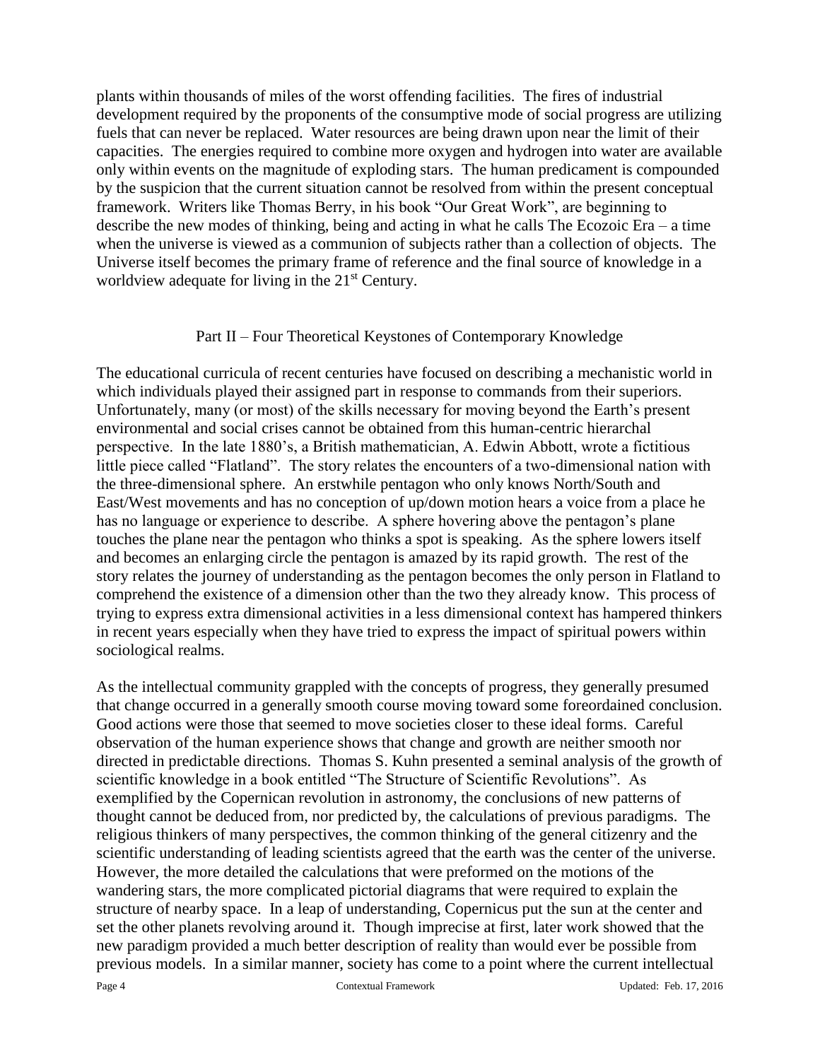plants within thousands of miles of the worst offending facilities. The fires of industrial development required by the proponents of the consumptive mode of social progress are utilizing fuels that can never be replaced. Water resources are being drawn upon near the limit of their capacities. The energies required to combine more oxygen and hydrogen into water are available only within events on the magnitude of exploding stars. The human predicament is compounded by the suspicion that the current situation cannot be resolved from within the present conceptual framework. Writers like Thomas Berry, in his book "Our Great Work", are beginning to describe the new modes of thinking, being and acting in what he calls The Ecozoic Era – a time when the universe is viewed as a communion of subjects rather than a collection of objects. The Universe itself becomes the primary frame of reference and the final source of knowledge in a worldview adequate for living in the 21st Century.

## Part II – Four Theoretical Keystones of Contemporary Knowledge

The educational curricula of recent centuries have focused on describing a mechanistic world in which individuals played their assigned part in response to commands from their superiors. Unfortunately, many (or most) of the skills necessary for moving beyond the Earth's present environmental and social crises cannot be obtained from this human-centric hierarchal perspective. In the late 1880's, a British mathematician, A. Edwin Abbott, wrote a fictitious little piece called "Flatland". The story relates the encounters of a two-dimensional nation with the three-dimensional sphere. An erstwhile pentagon who only knows North/South and East/West movements and has no conception of up/down motion hears a voice from a place he has no language or experience to describe. A sphere hovering above the pentagon's plane touches the plane near the pentagon who thinks a spot is speaking. As the sphere lowers itself and becomes an enlarging circle the pentagon is amazed by its rapid growth. The rest of the story relates the journey of understanding as the pentagon becomes the only person in Flatland to comprehend the existence of a dimension other than the two they already know. This process of trying to express extra dimensional activities in a less dimensional context has hampered thinkers in recent years especially when they have tried to express the impact of spiritual powers within sociological realms.

As the intellectual community grappled with the concepts of progress, they generally presumed that change occurred in a generally smooth course moving toward some foreordained conclusion. Good actions were those that seemed to move societies closer to these ideal forms. Careful observation of the human experience shows that change and growth are neither smooth nor directed in predictable directions. Thomas S. Kuhn presented a seminal analysis of the growth of scientific knowledge in a book entitled "The Structure of Scientific Revolutions". As exemplified by the Copernican revolution in astronomy, the conclusions of new patterns of thought cannot be deduced from, nor predicted by, the calculations of previous paradigms. The religious thinkers of many perspectives, the common thinking of the general citizenry and the scientific understanding of leading scientists agreed that the earth was the center of the universe. However, the more detailed the calculations that were preformed on the motions of the wandering stars, the more complicated pictorial diagrams that were required to explain the structure of nearby space. In a leap of understanding, Copernicus put the sun at the center and set the other planets revolving around it. Though imprecise at first, later work showed that the new paradigm provided a much better description of reality than would ever be possible from previous models. In a similar manner, society has come to a point where the current intellectual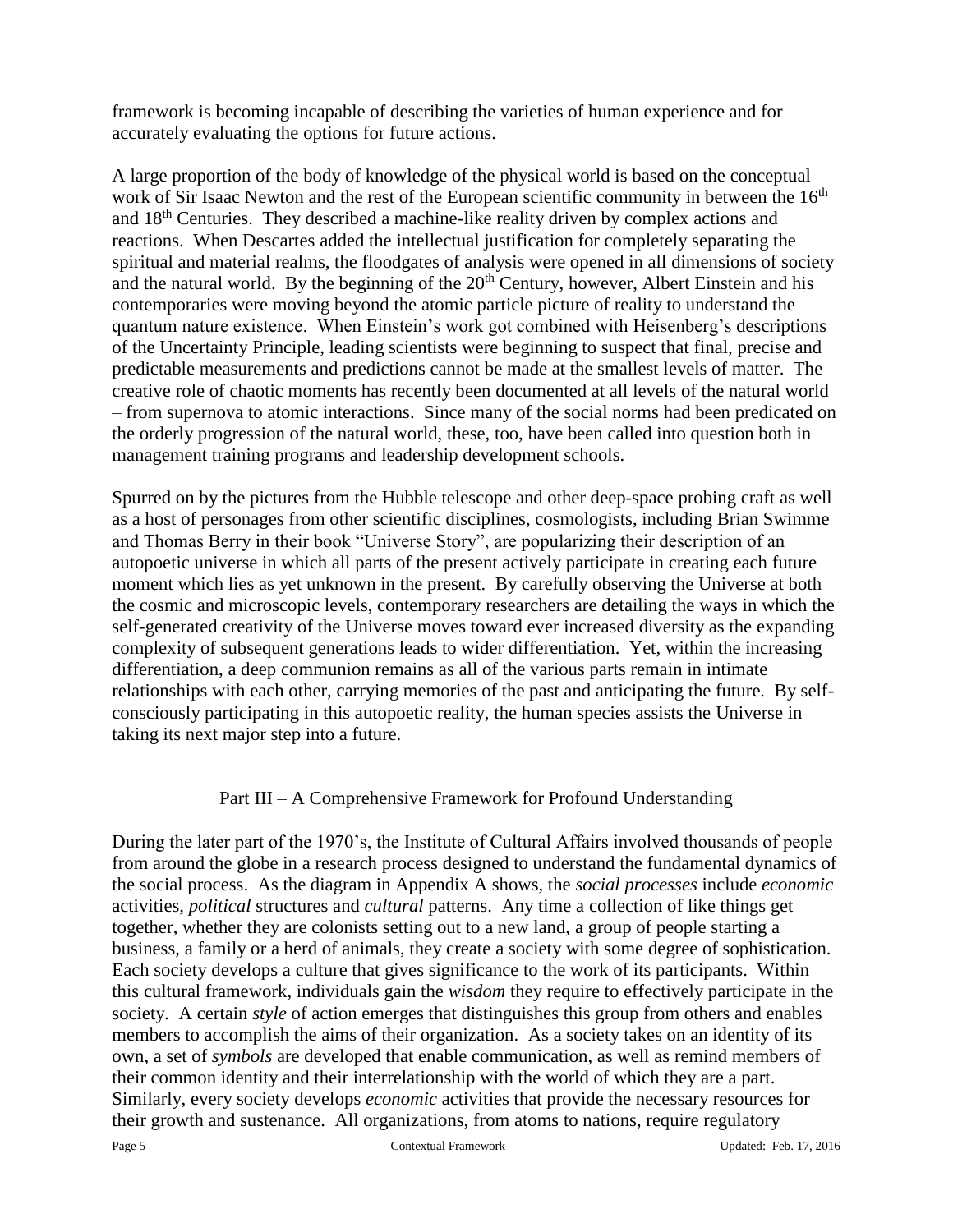framework is becoming incapable of describing the varieties of human experience and for accurately evaluating the options for future actions.

A large proportion of the body of knowledge of the physical world is based on the conceptual work of Sir Isaac Newton and the rest of the European scientific community in between the 16th and 18th Centuries. They described a machine-like reality driven by complex actions and reactions. When Descartes added the intellectual justification for completely separating the spiritual and material realms, the floodgates of analysis were opened in all dimensions of society and the natural world. By the beginning of the 20th Century, however, Albert Einstein and his contemporaries were moving beyond the atomic particle picture of reality to understand the quantum nature existence. When Einstein's work got combined with Heisenberg's descriptions of the Uncertainty Principle, leading scientists were beginning to suspect that final, precise and predictable measurements and predictions cannot be made at the smallest levels of matter. The creative role of chaotic moments has recently been documented at all levels of the natural world – from supernova to atomic interactions. Since many of the social norms had been predicated on the orderly progression of the natural world, these, too, have been called into question both in management training programs and leadership development schools.

Spurred on by the pictures from the Hubble telescope and other deep-space probing craft as well as a host of personages from other scientific disciplines, cosmologists, including Brian Swimme and Thomas Berry in their book "Universe Story", are popularizing their description of an autopoetic universe in which all parts of the present actively participate in creating each future moment which lies as yet unknown in the present. By carefully observing the Universe at both the cosmic and microscopic levels, contemporary researchers are detailing the ways in which the self-generated creativity of the Universe moves toward ever increased diversity as the expanding complexity of subsequent generations leads to wider differentiation. Yet, within the increasing differentiation, a deep communion remains as all of the various parts remain in intimate relationships with each other, carrying memories of the past and anticipating the future. By self-consciously participating in this autopoetic reality, the human species assists the Universe in taking its next major step into a future.

## Part III – A Comprehensive Framework for Profound Understanding

During the later part of the 1970's, the Institute of Cultural Affairs involved thousands of people from around the globe in a research process designed to understand the fundamental dynamics of the social process. As the diagram in Appendix A shows, the *social processes* include *economic* activities, *political* structures and *cultural* patterns. Any time a collection of like things get together, whether they are colonists setting out to a new land, a group of people starting a business, a family or a herd of animals, they create a society with some degree of sophistication. Each society develops a culture that gives significance to the work of its participants. Within this cultural framework, individuals gain the *wisdom* they require to effectively participate in the society. A certain *style* of action emerges that distinguishes this group from others and enables members to accomplish the aims of their organization. As a society takes on an identity of its own, a set of *symbols* are developed that enable communication, as well as remind members of their common identity and their interrelationship with the world of which they are a part. Similarly, every society develops *economic* activities that provide the necessary resources for their growth and sustenance. All organizations, from atoms to nations, require regulatory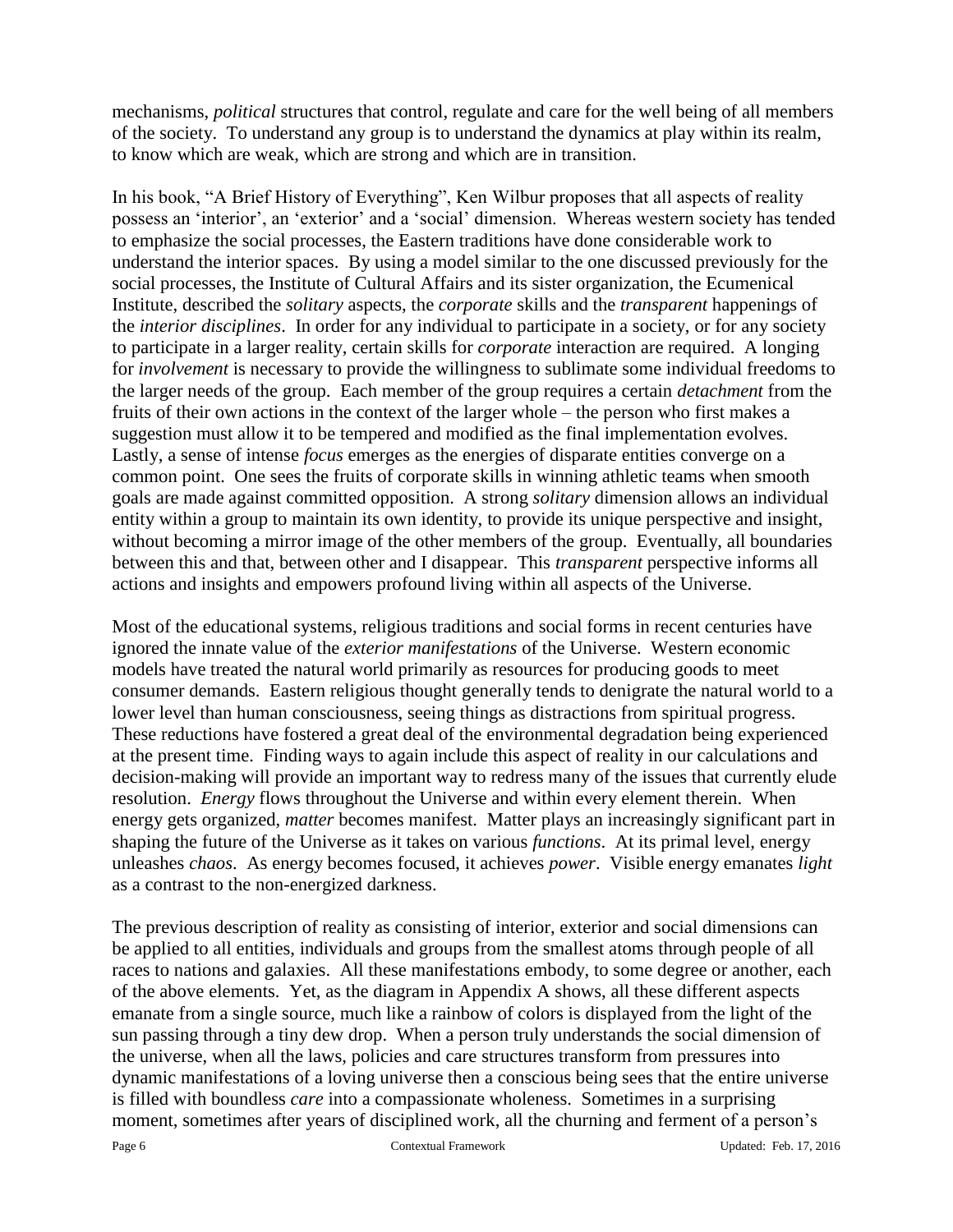mechanisms, *political* structures that control, regulate and care for the well being of all members of the society. To understand any group is to understand the dynamics at play within its realm, to know which are weak, which are strong and which are in transition.

In his book, "A Brief History of Everything", Ken Wilbur proposes that all aspects of reality possess an 'interior', an 'exterior' and a 'social' dimension. Whereas western society has tended to emphasize the social processes, the Eastern traditions have done considerable work to understand the interior spaces. By using a model similar to the one discussed previously for the social processes, the Institute of Cultural Affairs and its sister organization, the Ecumenical Institute, described the *solitary* aspects, the *corporate* skills and the *transparent* happenings of the *interior disciplines*. In order for any individual to participate in a society, or for any society to participate in a larger reality, certain skills for *corporate* interaction are required. A longing for *involvement* is necessary to provide the willingness to sublimate some individual freedoms to the larger needs of the group. Each member of the group requires a certain *detachment* from the fruits of their own actions in the context of the larger whole – the person who first makes a suggestion must allow it to be tempered and modified as the final implementation evolves. Lastly, a sense of intense *focus* emerges as the energies of disparate entities converge on a common point. One sees the fruits of corporate skills in winning athletic teams when smooth goals are made against committed opposition. A strong *solitary* dimension allows an individual entity within a group to maintain its own identity, to provide its unique perspective and insight, without becoming a mirror image of the other members of the group. Eventually, all boundaries between this and that, between other and I disappear. This *transparent* perspective informs all actions and insights and empowers profound living within all aspects of the Universe.

Most of the educational systems, religious traditions and social forms in recent centuries have ignored the innate value of the *exterior manifestations* of the Universe. Western economic models have treated the natural world primarily as resources for producing goods to meet consumer demands. Eastern religious thought generally tends to denigrate the natural world to a lower level than human consciousness, seeing things as distractions from spiritual progress. These reductions have fostered a great deal of the environmental degradation being experienced at the present time. Finding ways to again include this aspect of reality in our calculations and decision-making will provide an important way to redress many of the issues that currently elude resolution. *Energy* flows throughout the Universe and within every element therein. When energy gets organized, *matter* becomes manifest. Matter plays an increasingly significant part in shaping the future of the Universe as it takes on various *functions*. At its primal level, energy unleashes *chaos*. As energy becomes focused, it achieves *power*. Visible energy emanates *light* as a contrast to the non-energized darkness.

The previous description of reality as consisting of interior, exterior and social dimensions can be applied to all entities, individuals and groups from the smallest atoms through people of all races to nations and galaxies. All these manifestations embody, to some degree or another, each of the above elements. Yet, as the diagram in Appendix A shows, all these different aspects emanate from a single source, much like a rainbow of colors is displayed from the light of the sun passing through a tiny dew drop. When a person truly understands the social dimension of the universe, when all the laws, policies and care structures transform from pressures into dynamic manifestations of a loving universe then a conscious being sees that the entire universe is filled with boundless *care* into a compassionate wholeness. Sometimes in a surprising moment, sometimes after years of disciplined work, all the churning and ferment of a person's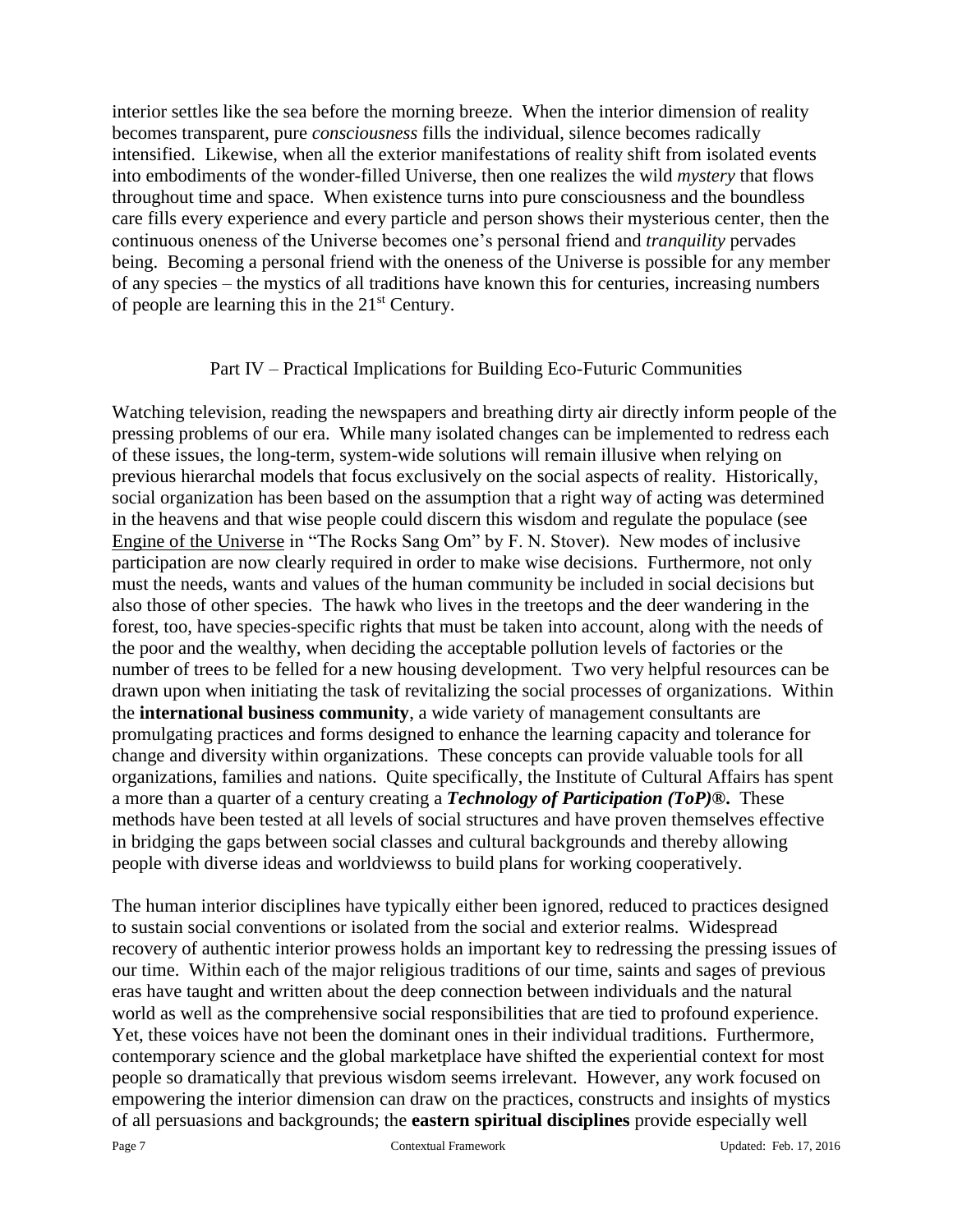interior settles like the sea before the morning breeze. When the interior dimension of reality becomes transparent, pure *consciousness* fills the individual, silence becomes radically intensified. Likewise, when all the exterior manifestations of reality shift from isolated events into embodiments of the wonder-filled Universe, then one realizes the wild *mystery* that flows throughout time and space. When existence turns into pure consciousness and the boundless care fills every experience and every particle and person shows their mysterious center, then the continuous oneness of the Universe becomes one's personal friend and *tranquility* pervades being. Becoming a personal friend with the oneness of the Universe is possible for any member of any species – the mystics of all traditions have known this for centuries, increasing numbers of people are learning this in the 21st Century.

## Part IV – Practical Implications for Building Eco-Futuric Communities

Watching television, reading the newspapers and breathing dirty air directly inform people of the pressing problems of our era. While many isolated changes can be implemented to redress each of these issues, the long-term, system-wide solutions will remain illusive when relying on previous hierarchal models that focus exclusively on the social aspects of reality. Historically, social organization has been based on the assumption that a right way of acting was determined in the heavens and that wise people could discern this wisdom and regulate the populace (see Engine of the Universe in "The Rocks Sang Om" by F. N. Stover). New modes of inclusive participation are now clearly required in order to make wise decisions. Furthermore, not only must the needs, wants and values of the human community be included in social decisions but also those of other species. The hawk who lives in the treetops and the deer wandering in the forest, too, have species-specific rights that must be taken into account, along with the needs of the poor and the wealthy, when deciding the acceptable pollution levels of factories or the number of trees to be felled for a new housing development. Two very helpful resources can be drawn upon when initiating the task of revitalizing the social processes of organizations. Within the **international business community**, a wide variety of management consultants are promulgating practices and forms designed to enhance the learning capacity and tolerance for change and diversity within organizations. These concepts can provide valuable tools for all organizations, families and nations. Quite specifically, the Institute of Cultural Affairs has spent a more than a quarter of a century creating a ***Technology of Participation (ToP)®.*** These methods have been tested at all levels of social structures and have proven themselves effective in bridging the gaps between social classes and cultural backgrounds and thereby allowing people with diverse ideas and worldviewss to build plans for working cooperatively.

The human interior disciplines have typically either been ignored, reduced to practices designed to sustain social conventions or isolated from the social and exterior realms. Widespread recovery of authentic interior prowess holds an important key to redressing the pressing issues of our time. Within each of the major religious traditions of our time, saints and sages of previous eras have taught and written about the deep connection between individuals and the natural world as well as the comprehensive social responsibilities that are tied to profound experience. Yet, these voices have not been the dominant ones in their individual traditions. Furthermore, contemporary science and the global marketplace have shifted the experiential context for most people so dramatically that previous wisdom seems irrelevant. However, any work focused on empowering the interior dimension can draw on the practices, constructs and insights of mystics of all persuasions and backgrounds; the **eastern spiritual disciplines** provide especially well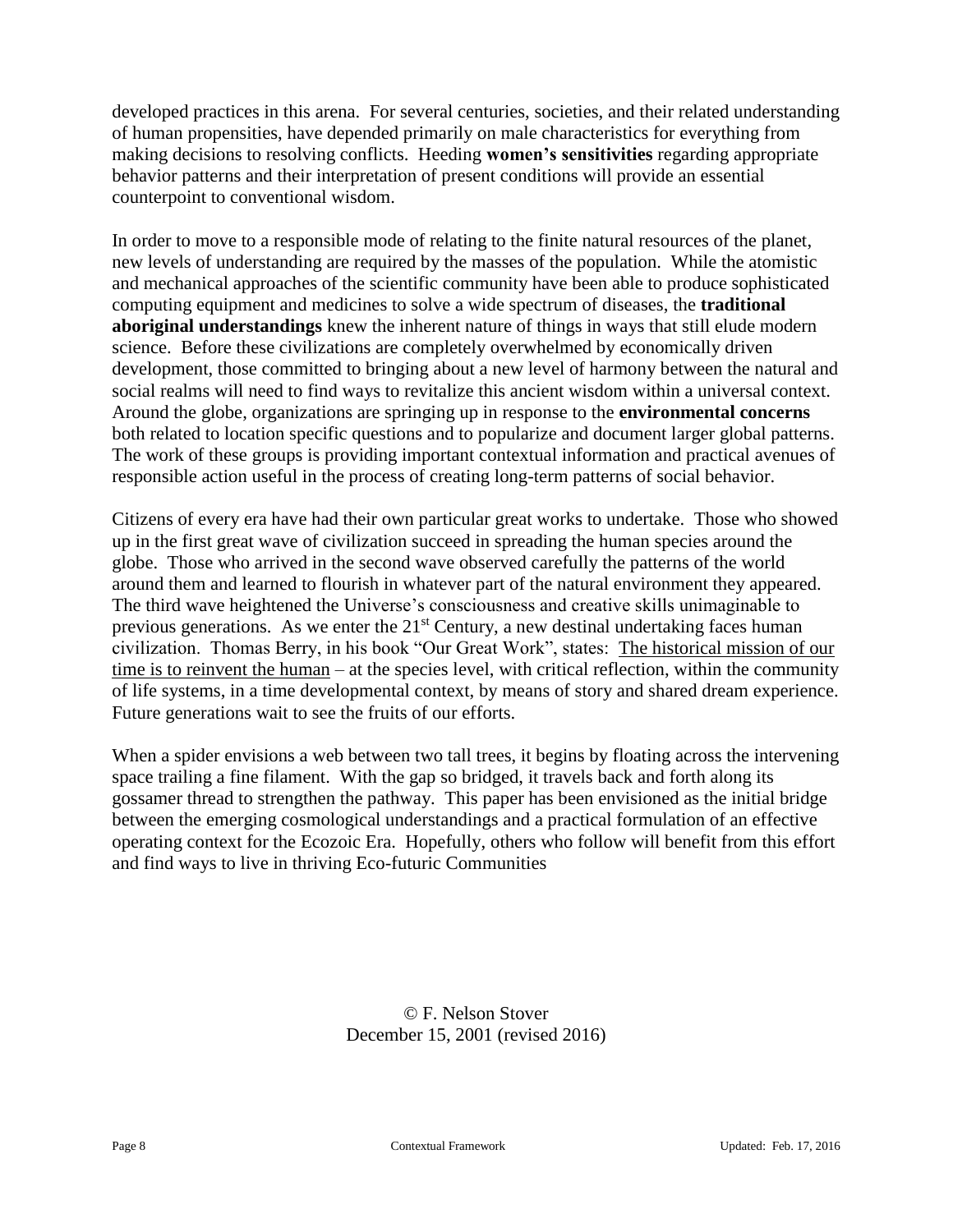developed practices in this arena. For several centuries, societies, and their related understanding of human propensities, have depended primarily on male characteristics for everything from making decisions to resolving conflicts. Heeding **women's sensitivities** regarding appropriate behavior patterns and their interpretation of present conditions will provide an essential counterpoint to conventional wisdom.

In order to move to a responsible mode of relating to the finite natural resources of the planet, new levels of understanding are required by the masses of the population. While the atomistic and mechanical approaches of the scientific community have been able to produce sophisticated computing equipment and medicines to solve a wide spectrum of diseases, the **traditional aboriginal understandings** knew the inherent nature of things in ways that still elude modern science. Before these civilizations are completely overwhelmed by economically driven development, those committed to bringing about a new level of harmony between the natural and social realms will need to find ways to revitalize this ancient wisdom within a universal context. Around the globe, organizations are springing up in response to the **environmental concerns** both related to location specific questions and to popularize and document larger global patterns. The work of these groups is providing important contextual information and practical avenues of responsible action useful in the process of creating long-term patterns of social behavior.

Citizens of every era have had their own particular great works to undertake. Those who showed up in the first great wave of civilization succeed in spreading the human species around the globe. Those who arrived in the second wave observed carefully the patterns of the world around them and learned to flourish in whatever part of the natural environment they appeared. The third wave heightened the Universe's consciousness and creative skills unimaginable to previous generations. As we enter the 21st Century, a new destinal undertaking faces human civilization. Thomas Berry, in his book "Our Great Work", states: <u>The historical mission of our time is to reinvent the human</u> – at the species level, with critical reflection, within the community of life systems, in a time developmental context, by means of story and shared dream experience. Future generations wait to see the fruits of our efforts.

When a spider envisions a web between two tall trees, it begins by floating across the intervening space trailing a fine filament. With the gap so bridged, it travels back and forth along its gossamer thread to strengthen the pathway. This paper has been envisioned as the initial bridge between the emerging cosmological understandings and a practical formulation of an effective operating context for the Ecozoic Era. Hopefully, others who follow will benefit from this effort and find ways to live in thriving Eco-futuric Communities

© F. Nelson Stover
December 15, 2001 (revised 2016)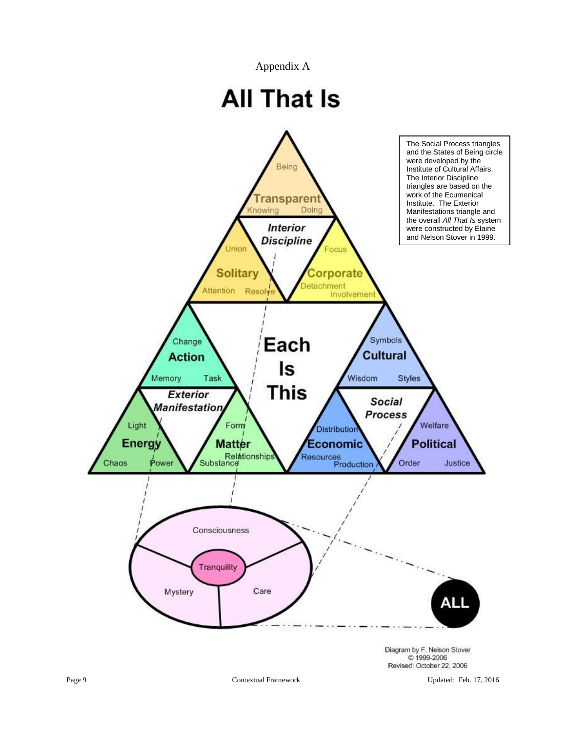Appendix A

# All That Is

The Social Process triangles and the States of Being circle were developed by the Institute of Cultural Affairs. The Interior Discipline triangles are based on the work of the Ecumenical Institute. The Exterior Manifestations triangle and the overall *All That Is* system were constructed by Elaine and Nelson Stover in 1999.

**Transparent**: Being, Knowing, Doing

***Interior Discipline***

**Solitary**: Union, Attention, Resolve

**Corporate**: Focus, Detachment, Involvement

**Each Is This**

**Action**: Change, Memory, Task

***Exterior Manifestation***

**Energy**: Light, Chaos, Power

**Matter**: Form, Substance, Relationships

**Cultural**: Symbols, Wisdom, Styles

***Social Process***

**Economic**: Distribution, Resources, Production

**Political**: Welfare, Order, Justice

Consciousness, Tranquility, Mystery, Care

**ALL**

Diagram by F. Nelson Stover
© 1999-2006
Revised: October 22, 2006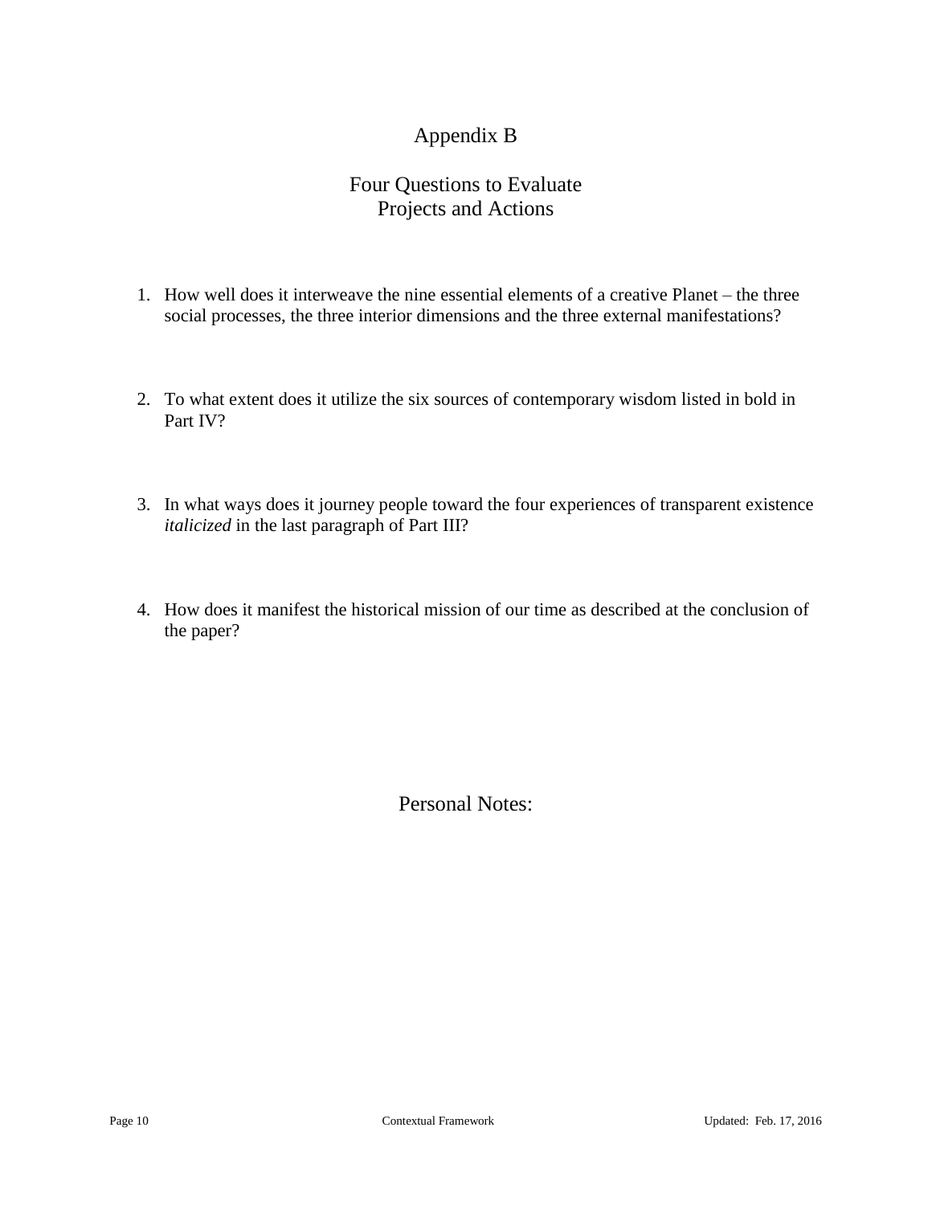# Appendix B

## Four Questions to Evaluate Projects and Actions

1. How well does it interweave the nine essential elements of a creative Planet – the three social processes, the three interior dimensions and the three external manifestations?

2. To what extent does it utilize the six sources of contemporary wisdom listed in bold in Part IV?

3. In what ways does it journey people toward the four experiences of transparent existence *italicized* in the last paragraph of Part III?

4. How does it manifest the historical mission of our time as described at the conclusion of the paper?

Personal Notes: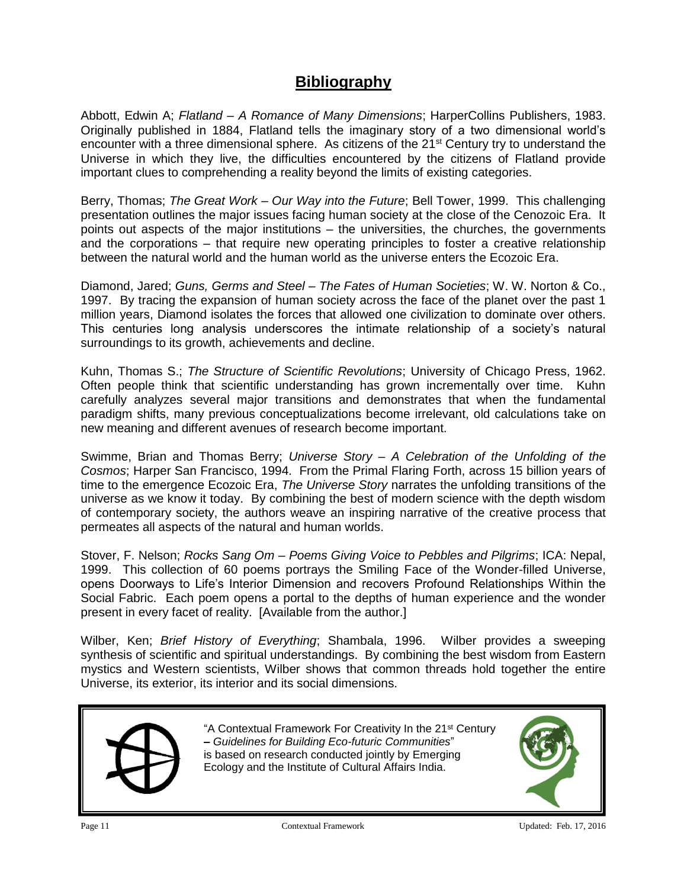# Bibliography

Abbott, Edwin A; *Flatland – A Romance of Many Dimensions*; HarperCollins Publishers, 1983. Originally published in 1884, Flatland tells the imaginary story of a two dimensional world's encounter with a three dimensional sphere. As citizens of the 21st Century try to understand the Universe in which they live, the difficulties encountered by the citizens of Flatland provide important clues to comprehending a reality beyond the limits of existing categories.

Berry, Thomas; *The Great Work – Our Way into the Future*; Bell Tower, 1999. This challenging presentation outlines the major issues facing human society at the close of the Cenozoic Era. It points out aspects of the major institutions – the universities, the churches, the governments and the corporations – that require new operating principles to foster a creative relationship between the natural world and the human world as the universe enters the Ecozoic Era.

Diamond, Jared; *Guns, Germs and Steel – The Fates of Human Societies*; W. W. Norton & Co., 1997. By tracing the expansion of human society across the face of the planet over the past 1 million years, Diamond isolates the forces that allowed one civilization to dominate over others. This centuries long analysis underscores the intimate relationship of a society's natural surroundings to its growth, achievements and decline.

Kuhn, Thomas S.; *The Structure of Scientific Revolutions*; University of Chicago Press, 1962. Often people think that scientific understanding has grown incrementally over time. Kuhn carefully analyzes several major transitions and demonstrates that when the fundamental paradigm shifts, many previous conceptualizations become irrelevant, old calculations take on new meaning and different avenues of research become important.

Swimme, Brian and Thomas Berry; *Universe Story – A Celebration of the Unfolding of the Cosmos*; Harper San Francisco, 1994. From the Primal Flaring Forth, across 15 billion years of time to the emergence Ecozoic Era, *The Universe Story* narrates the unfolding transitions of the universe as we know it today. By combining the best of modern science with the depth wisdom of contemporary society, the authors weave an inspiring narrative of the creative process that permeates all aspects of the natural and human worlds.

Stover, F. Nelson; *Rocks Sang Om – Poems Giving Voice to Pebbles and Pilgrims*; ICA: Nepal, 1999. This collection of 60 poems portrays the Smiling Face of the Wonder-filled Universe, opens Doorways to Life's Interior Dimension and recovers Profound Relationships Within the Social Fabric. Each poem opens a portal to the depths of human experience and the wonder present in every facet of reality. [Available from the author.]

Wilber, Ken; *Brief History of Everything*; Shambala, 1996. Wilber provides a sweeping synthesis of scientific and spiritual understandings. By combining the best wisdom from Eastern mystics and Western scientists, Wilber shows that common threads hold together the entire Universe, its exterior, its interior and its social dimensions.

"A Contextual Framework For Creativity In the 21st Century – *Guidelines for Building Eco-futuric Communities*" is based on research conducted jointly by Emerging Ecology and the Institute of Cultural Affairs India.